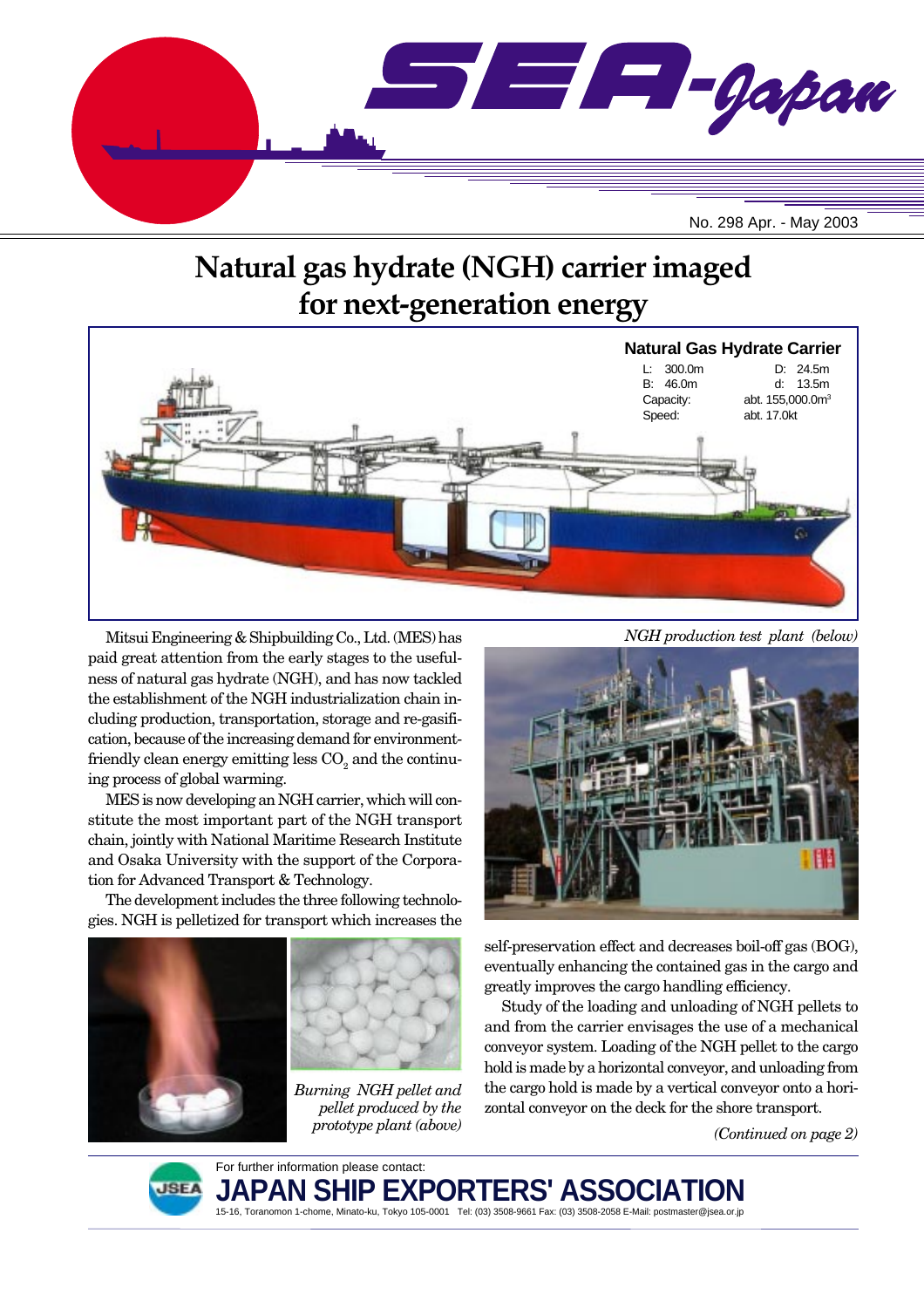# SEA-Japan

No. 298 Apr. - May 2003

# Natural gas hydrate (NGH) carrier imaged for next-generation energy

**Natural Gas Hydrate Carrier**

| | | | |
|---|---|---|---|
| L: | 300.0m | D: | 24.5m |
| B: | 46.0m | d: | 13.5m |
| Capacity: | abt. 155,000.0m$^3$ | | |
| Speed: | abt. 17.0kt | | |

Mitsui Engineering & Shipbuilding Co., Ltd. (MES) has paid great attention from the early stages to the usefulness of natural gas hydrate (NGH), and has now tackled the establishment of the NGH industrialization chain including production, transportation, storage and re-gasification, because of the increasing demand for environment-friendly clean energy emitting less $CO_2$ and the continuing process of global warming.

MES is now developing an NGH carrier, which will constitute the most important part of the NGH transport chain, jointly with National Maritime Research Institute and Osaka University with the support of the Corporation for Advanced Transport & Technology.

The development includes the three following technologies. NGH is pelletized for transport which increases the self-preservation effect and decreases boil-off gas (BOG), eventually enhancing the contained gas in the cargo and greatly improves the cargo handling efficiency.

Study of the loading and unloading of NGH pellets to and from the carrier envisages the use of a mechanical conveyor system. Loading of the NGH pellet to the cargo hold is made by a horizontal conveyor, and unloading from the cargo hold is made by a vertical conveyor onto a horizontal conveyor on the deck for the shore transport.

*(Continued on page 2)*

*NGH production test plant (below)*

*Burning NGH pellet and pellet produced by the prototype plant (above)*

For further information please contact:

**JAPAN SHIP EXPORTERS' ASSOCIATION**

15-16, Toranomon 1-chome, Minato-ku, Tokyo 105-0001 Tel: (03) 3508-9661 Fax: (03) 3508-2058 E-Mail: postmaster@jsea.or.jp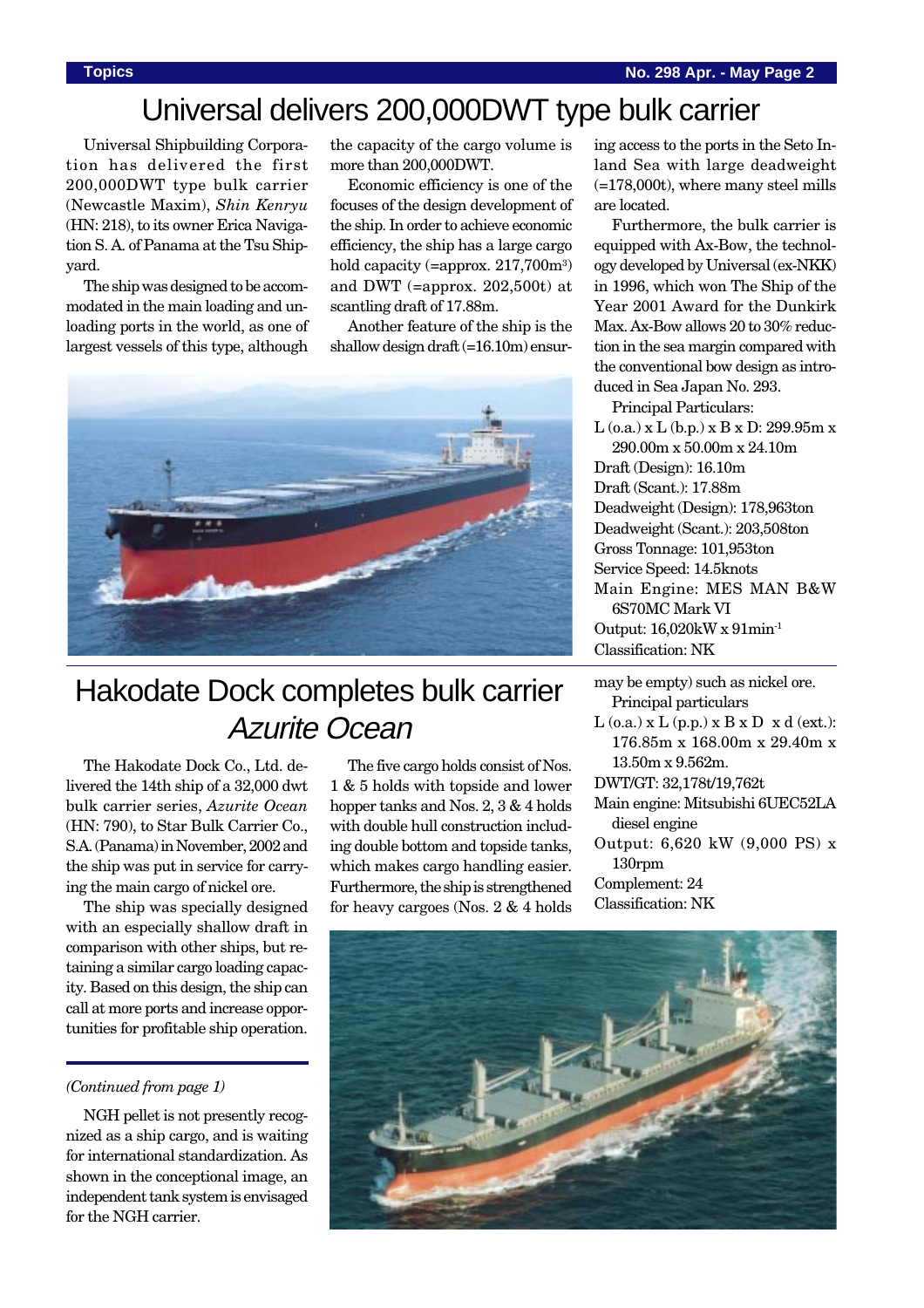# Universal delivers 200,000DWT type bulk carrier

Universal Shipbuilding Corporation has delivered the first 200,000DWT type bulk carrier (Newcastle Maxim), *Shin Kenryu* (HN: 218), to its owner Erica Navigation S. A. of Panama at the Tsu Shipyard.

The ship was designed to be accommodated in the main loading and unloading ports in the world, as one of largest vessels of this type, although the capacity of the cargo volume is more than 200,000DWT.

Economic efficiency is one of the focuses of the design development of the ship. In order to achieve economic efficiency, the ship has a large cargo hold capacity (=approx. 217,700m$^3$) and DWT (=approx. 202,500t) at scantling draft of 17.88m.

Another feature of the ship is the shallow design draft (=16.10m) ensuring access to the ports in the Seto Inland Sea with large deadweight (=178,000t), where many steel mills are located.

Furthermore, the bulk carrier is equipped with Ax-Bow, the technology developed by Universal (ex-NKK) in 1996, which won The Ship of the Year 2001 Award for the Dunkirk Max. Ax-Bow allows 20 to 30% reduction in the sea margin compared with the conventional bow design as introduced in Sea Japan No. 293.

Principal Particulars:

L (o.a.) x L (b.p.) x B x D: 299.95m x 290.00m x 50.00m x 24.10m
Draft (Design): 16.10m
Draft (Scant.): 17.88m
Deadweight (Design): 178,963ton
Deadweight (Scant.): 203,508ton
Gross Tonnage: 101,953ton
Service Speed: 14.5knots
Main Engine: MES MAN B&W 6S70MC Mark VI
Output: 16,020kW x 91min$^{-1}$
Classification: NK

# Hakodate Dock completes bulk carrier *Azurite Ocean*

The Hakodate Dock Co., Ltd. delivered the 14th ship of a 32,000 dwt bulk carrier series, *Azurite Ocean* (HN: 790), to Star Bulk Carrier Co., S.A. (Panama) in November, 2002 and the ship was put in service for carrying the main cargo of nickel ore.

The ship was specially designed with an especially shallow draft in comparison with other ships, but retaining a similar cargo loading capacity. Based on this design, the ship can call at more ports and increase opportunities for profitable ship operation.

The five cargo holds consist of Nos. 1 & 5 holds with topside and lower hopper tanks and Nos. 2, 3 & 4 holds with double hull construction including double bottom and topside tanks, which makes cargo handling easier. Furthermore, the ship is strengthened for heavy cargoes (Nos. 2 & 4 holds may be empty) such as nickel ore.

Principal particulars

L (o.a.) x L (p.p.) x B x D x d (ext.): 176.85m x 168.00m x 29.40m x 13.50m x 9.562m.
DWT/GT: 32,178t/19,762t
Main engine: Mitsubishi 6UEC52LA diesel engine
Output: 6,620 kW (9,000 PS) x 130rpm
Complement: 24
Classification: NK

---

*(Continued from page 1)*

NGH pellet is not presently recognized as a ship cargo, and is waiting for international standardization. As shown in the conceptional image, an independent tank system is envisaged for the NGH carrier.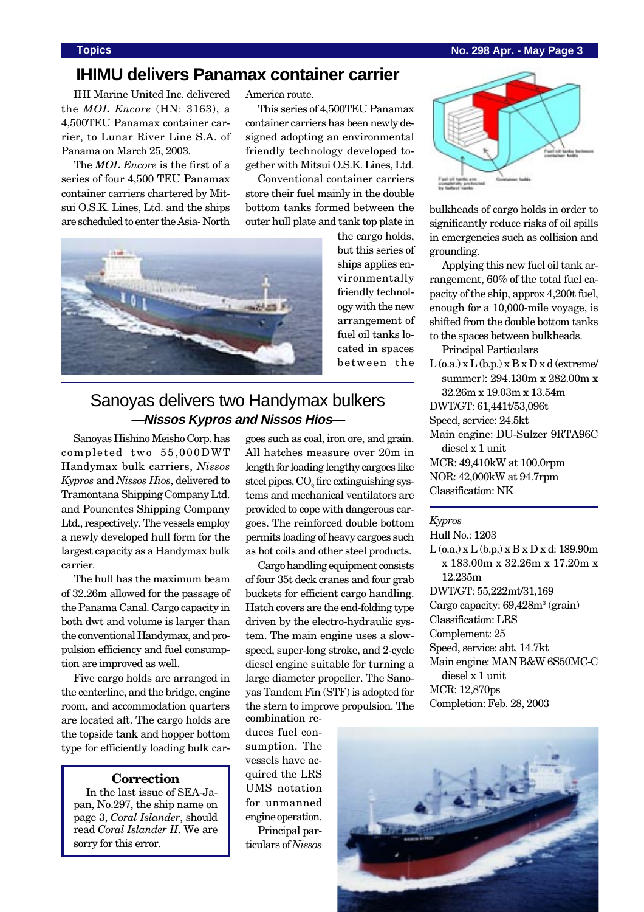## IHIMU delivers Panamax container carrier

IHI Marine United Inc. delivered the *MOL Encore* (HN: 3163), a 4,500TEU Panamax container carrier, to Lunar River Line S.A. of Panama on March 25, 2003.

The *MOL Encore* is the first of a series of four 4,500 TEU Panamax container carriers chartered by Mitsui O.S.K. Lines, Ltd. and the ships are scheduled to enter the Asia- North America route.

This series of 4,500TEU Panamax container carriers has been newly designed adopting an environmental friendly technology developed together with Mitsui O.S.K. Lines, Ltd.

Conventional container carriers store their fuel mainly in the double bottom tanks formed between the outer hull plate and tank top plate in the cargo holds, but this series of ships applies environmentally friendly technology with the new arrangement of fuel oil tanks located in spaces between the bulkheads of cargo holds in order to significantly reduce risks of oil spills in emergencies such as collision and grounding.

Applying this new fuel oil tank arrangement, 60% of the total fuel capacity of the ship, approx 4,200t fuel, enough for a 10,000-mile voyage, is shifted from the double bottom tanks to the spaces between bulkheads.

Principal Particulars

L (o.a.) x L (b.p.) x B x D x d (extreme/ summer): 294.130m x 282.00m x 32.26m x 19.03m x 13.54m
DWT/GT: 61,441t/53,096t
Speed, service: 24.5kt
Main engine: DU-Sulzer 9RTA96C diesel x 1 unit
MCR: 49,410kW at 100.0rpm
NOR: 42,000kW at 94.7rpm
Classification: NK

## Sanoyas delivers two Handymax bulkers

### —*Nissos Kypros* and *Nissos Hios*—

Sanoyas Hishino Meisho Corp. has completed two 55,000DWT Handymax bulk carriers, *Nissos Kypros* and *Nissos Hios*, delivered to Tramontana Shipping Company Ltd. and Pounentes Shipping Company Ltd., respectively. The vessels employ a newly developed hull form for the largest capacity as a Handymax bulk carrier.

The hull has the maximum beam of 32.26m allowed for the passage of the Panama Canal. Cargo capacity in both dwt and volume is larger than the conventional Handymax, and propulsion efficiency and fuel consumption are improved as well.

Five cargo holds are arranged in the centerline, and the bridge, engine room, and accommodation quarters are located aft. The cargo holds are the topside tank and hopper bottom type for efficiently loading bulk cargoes such as coal, iron ore, and grain. All hatches measure over 20m in length for loading lengthy cargoes like steel pipes. $CO_2$ fire extinguishing systems and mechanical ventilators are provided to cope with dangerous cargoes. The reinforced double bottom permits loading of heavy cargoes such as hot coils and other steel products.

Cargo handling equipment consists of four 35t deck cranes and four grab buckets for efficient cargo handling. Hatch covers are the end-folding type driven by the electro-hydraulic system. The main engine uses a slow-speed, super-long stroke, and 2-cycle diesel engine suitable for turning a large diameter propeller. The Sanoyas Tandem Fin (STF) is adopted for the stern to improve propulsion. The combination reduces fuel consumption. The vessels have acquired the LRS UMS notation for unmanned engine operation.

Principal particulars of *Nissos Kypros*

Hull No.: 1203
L (o.a.) x L (b.p.) x B x D x d: 189.90m x 183.00m x 32.26m x 17.20m x 12.235m
DWT/GT: 55,222mt/31,169
Cargo capacity: 69,428m³ (grain)
Classification: LRS
Complement: 25
Speed, service: abt. 14.7kt
Main engine: MAN B&W 6S50MC-C diesel x 1 unit
MCR: 12,870ps
Completion: Feb. 28, 2003

**Correction**

In the last issue of SEA-Japan, No.297, the ship name on page 3, *Coral Islander*, should read *Coral Islander II*. We are sorry for this error.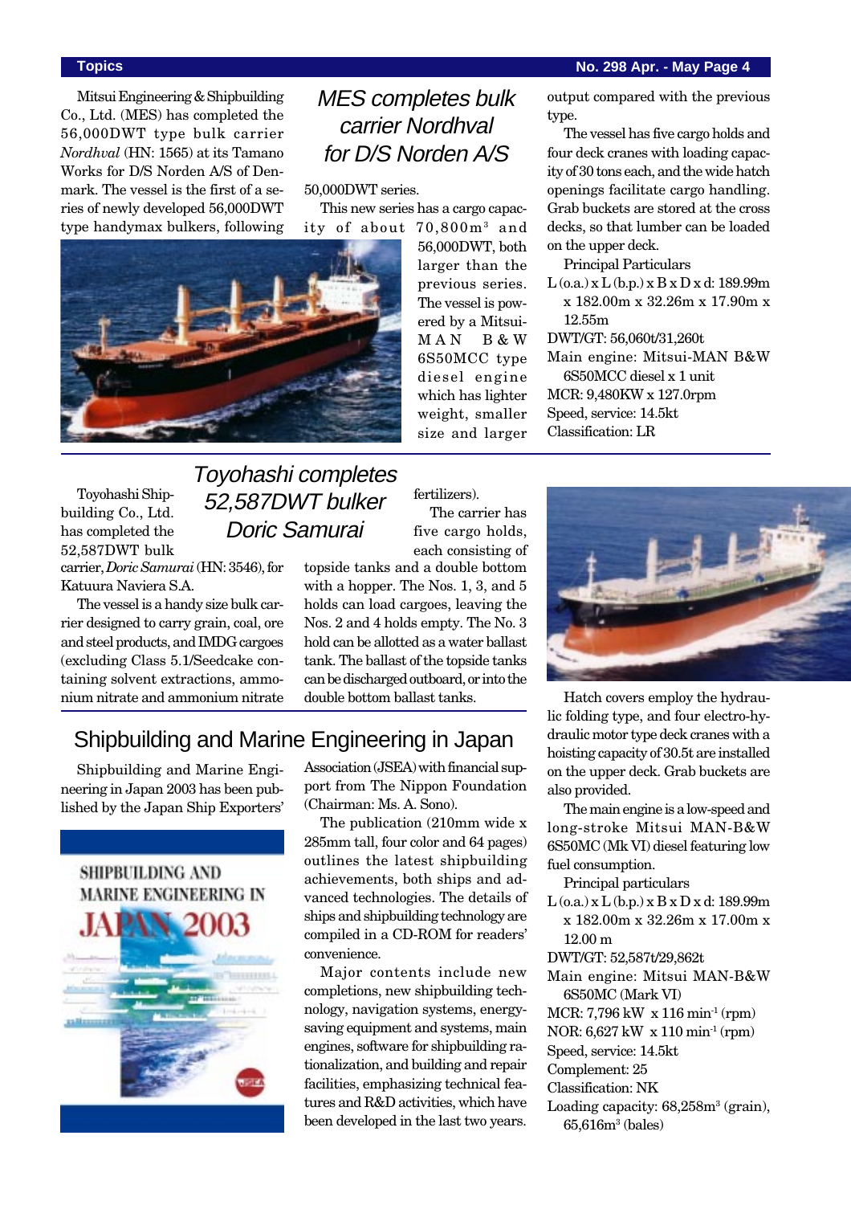## MES completes bulk carrier Nordhval for D/S Norden A/S

Mitsui Engineering & Shipbuilding Co., Ltd. (MES) has completed the 56,000DWT type bulk carrier *Nordhval* (HN: 1565) at its Tamano Works for D/S Norden A/S of Denmark. The vessel is the first of a series of newly developed 56,000DWT type handymax bulkers, following 50,000DWT series.

This new series has a cargo capacity of about 70,800m$^3$ and 56,000DWT, both larger than the previous series. The vessel is powered by a Mitsui-MAN B&W 6S50MCC type diesel engine which has lighter weight, smaller size and larger output compared with the previous type.

The vessel has five cargo holds and four deck cranes with loading capacity of 30 tons each, and the wide hatch openings facilitate cargo handling. Grab buckets are stored at the cross decks, so that lumber can be loaded on the upper deck.

Principal Particulars

L (o.a.) x L (b.p.) x B x D x d: 189.99m x 182.00m x 32.26m x 17.90m x 12.55m
DWT/GT: 56,060t/31,260t
Main engine: Mitsui-MAN B&W 6S50MCC diesel x 1 unit
MCR: 9,480KW x 127.0rpm
Speed, service: 14.5kt
Classification: LR

## Toyohashi completes 52,587DWT bulker Doric Samurai

Toyohashi Shipbuilding Co., Ltd. has completed the 52,587DWT bulk carrier, *Doric Samurai* (HN: 3546), for Katuura Naviera S.A.

The vessel is a handy size bulk carrier designed to carry grain, coal, ore and steel products, and IMDG cargoes (excluding Class 5.1/Seedcake containing solvent extractions, ammonium nitrate and ammonium nitrate fertilizers).

The carrier has five cargo holds, each consisting of topside tanks and a double bottom with a hopper. The Nos. 1, 3, and 5 holds can load cargoes, leaving the Nos. 2 and 4 holds empty. The No. 3 hold can be allotted as a water ballast tank. The ballast of the topside tanks can be discharged outboard, or into the double bottom ballast tanks.

Hatch covers employ the hydraulic folding type, and four electro-hydraulic motor type deck cranes with a hoisting capacity of 30.5t are installed on the upper deck. Grab buckets are also provided.

The main engine is a low-speed and long-stroke Mitsui MAN-B&W 6S50MC (Mk VI) diesel featuring low fuel consumption.

Principal particulars

L (o.a.) x L (b.p.) x B x D x d: 189.99m x 182.00m x 32.26m x 17.00m x 12.00 m
DWT/GT: 52,587t/29,862t
Main engine: Mitsui MAN-B&W 6S50MC (Mark VI)
MCR: 7,796 kW x 116 min$^{-1}$ (rpm)
NOR: 6,627 kW x 110 min$^{-1}$ (rpm)
Speed, service: 14.5kt
Complement: 25
Classification: NK
Loading capacity: 68,258m$^3$ (grain), 65,616m$^3$ (bales)

## Shipbuilding and Marine Engineering in Japan

Shipbuilding and Marine Engineering in Japan 2003 has been published by the Japan Ship Exporters' Association (JSEA) with financial support from The Nippon Foundation (Chairman: Ms. A. Sono).

The publication (210mm wide x 285mm tall, four color and 64 pages) outlines the latest shipbuilding achievements, both ships and advanced technologies. The details of ships and shipbuilding technology are compiled in a CD-ROM for readers' convenience.

Major contents include new completions, new shipbuilding technology, navigation systems, energy-saving equipment and systems, main engines, software for shipbuilding rationalization, and building and repair facilities, emphasizing technical features and R&D activities, which have been developed in the last two years.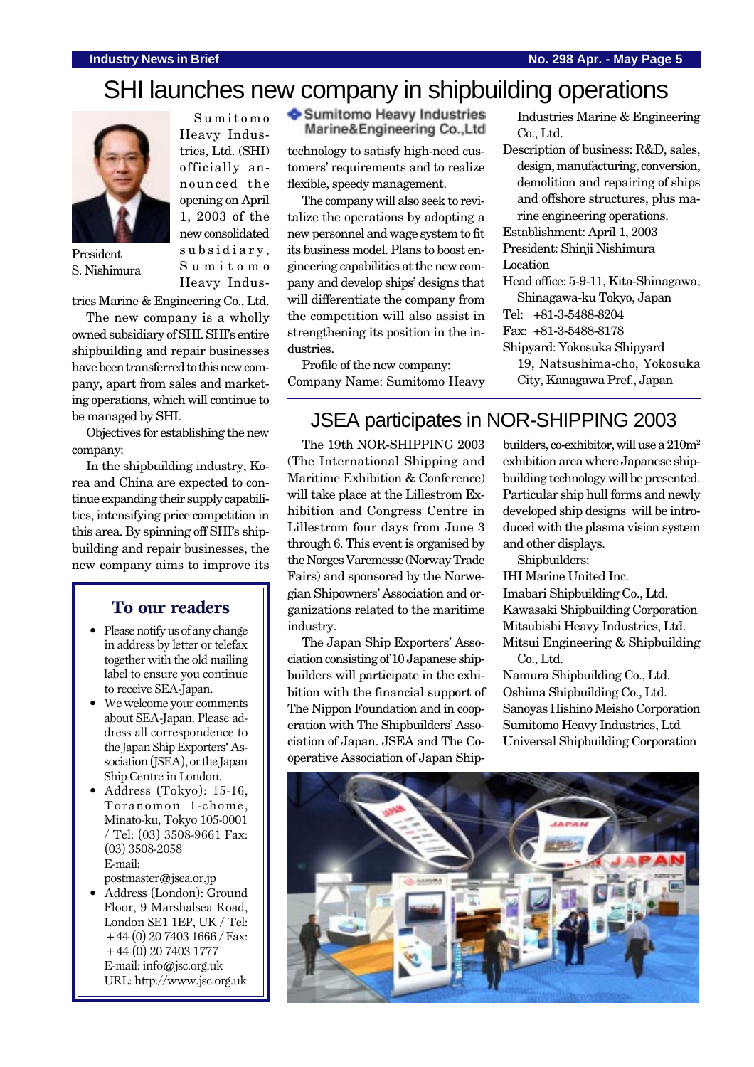# SHI launches new company in shipbuilding operations

President
S. Nishimura

Sumitomo Heavy Industries, Ltd. (SHI) officially announced the opening on April 1, 2003 of the new consolidated subsidiary, Sumitomo Heavy Industries Marine & Engineering Co., Ltd.

The new company is a wholly owned subsidiary of SHI. SHI's entire shipbuilding and repair businesses have been transferred to this new company, apart from sales and marketing operations, which will continue to be managed by SHI.

Objectives for establishing the new company:

In the shipbuilding industry, Korea and China are expected to continue expanding their supply capabilities, intensifying price competition in this area. By spinning off SHI's shipbuilding and repair businesses, the new company aims to improve its technology to satisfy high-need customers' requirements and to realize flexible, speedy management.

The company will also seek to revitalize the operations by adopting a new personnel and wage system to fit its business model. Plans to boost engineering capabilities at the new company and develop ships' designs that will differentiate the company from the competition will also assist in strengthening its position in the industries.

Profile of the new company:

Company Name: Sumitomo Heavy Industries Marine & Engineering Co., Ltd.
Description of business: R&D, sales, design, manufacturing, conversion, demolition and repairing of ships and offshore structures, plus marine engineering operations.
Establishment: April 1, 2003
President: Shinji Nishimura
Location
Head office: 5-9-11, Kita-Shinagawa, Shinagawa-ku Tokyo, Japan
Tel: +81-3-5488-8204
Fax: +81-3-5488-8178
Shipyard: Yokosuka Shipyard
19, Natsushima-cho, Yokosuka City, Kanagawa Pref., Japan

## To our readers

- Please notify us of any change in address by letter or telefax together with the old mailing label to ensure you continue to receive SEA-Japan.
- We welcome your comments about SEA-Japan. Please address all correspondence to the Japan Ship Exporters' Association (JSEA), or the Japan Ship Centre in London.
- Address (Tokyo): 15-16, Toranomon 1-chome, Minato-ku, Tokyo 105-0001 / Tel: (03) 3508-9661 Fax: (03) 3508-2058
  E-mail: postmaster@jsea.or.jp
- Address (London): Ground Floor, 9 Marshalsea Road, London SE1 1EP, UK / Tel: +44 (0) 20 7403 1666 / Fax: +44 (0) 20 7403 1777
  E-mail: info@jsc.org.uk
  URL: http://www.jsc.org.uk

# JSEA participates in NOR-SHIPPING 2003

The 19th NOR-SHIPPING 2003 (The International Shipping and Maritime Exhibition & Conference) will take place at the Lillestrom Exhibition and Congress Centre in Lillestrom four days from June 3 through 6. This event is organised by the Norges Varemesse (Norway Trade Fairs) and sponsored by the Norwegian Shipowners' Association and organizations related to the maritime industry.

The Japan Ship Exporters' Association consisting of 10 Japanese shipbuilders will participate in the exhibition with the financial support of The Nippon Foundation and in cooperation with The Shipbuilders' Association of Japan. JSEA and The Cooperative Association of Japan Shipbuilders, co-exhibitor, will use a 210m$^2$ exhibition area where Japanese shipbuilding technology will be presented. Particular ship hull forms and newly developed ship designs will be introduced with the plasma vision system and other displays.

Shipbuilders:
IHI Marine United Inc.
Imabari Shipbuilding Co., Ltd.
Kawasaki Shipbuilding Corporation
Mitsubishi Heavy Industries, Ltd.
Mitsui Engineering & Shipbuilding Co., Ltd.
Namura Shipbuilding Co., Ltd.
Oshima Shipbuilding Co., Ltd.
Sanoyas Hishino Meisho Corporation
Sumitomo Heavy Industries, Ltd
Universal Shipbuilding Corporation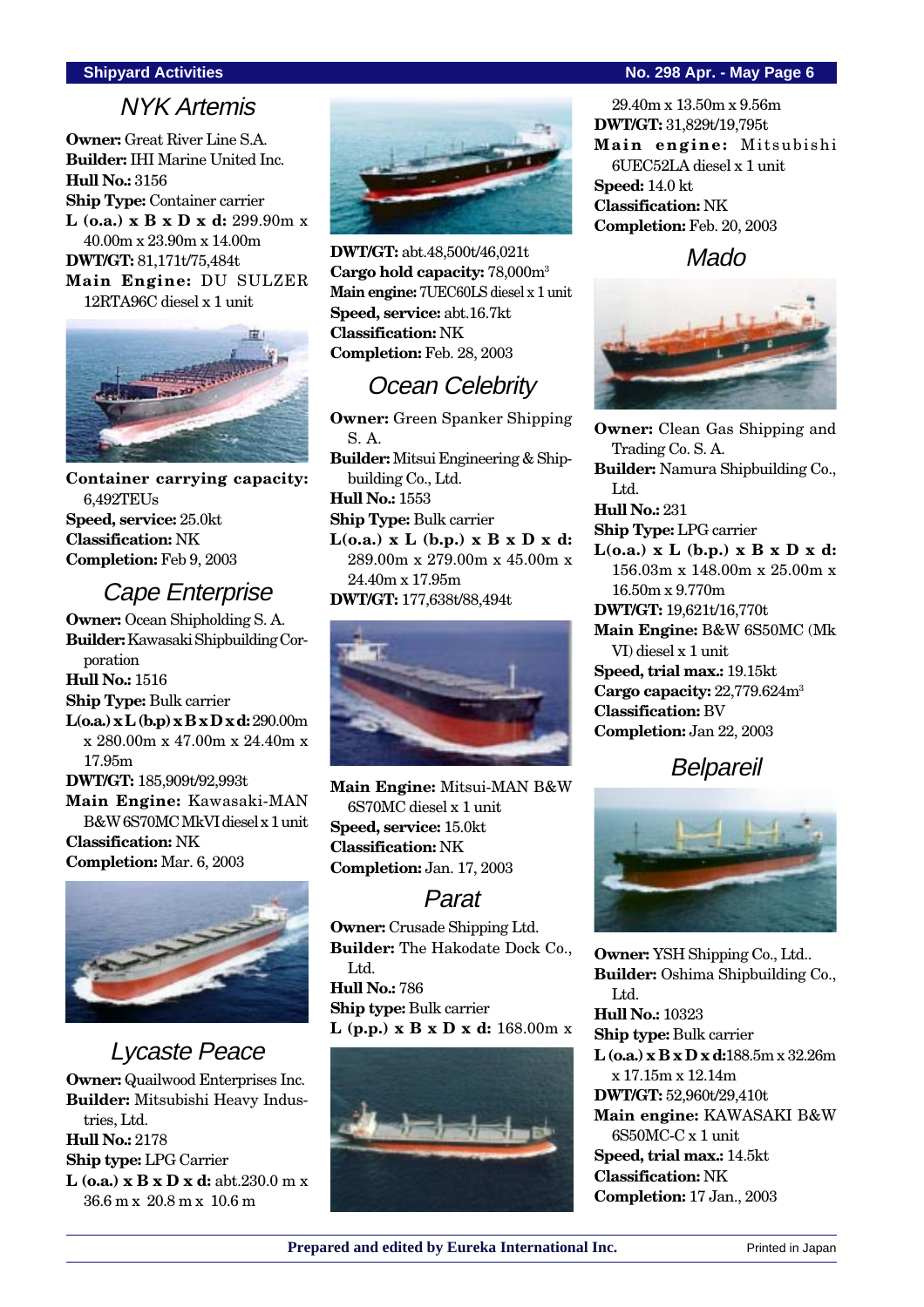## NYK Artemis

**Owner:** Great River Line S.A.
**Builder:** IHI Marine United Inc.
**Hull No.:** 3156
**Ship Type:** Container carrier
**L (o.a.) x B x D x d:** 299.90m x 40.00m x 23.90m x 14.00m
**DWT/GT:** 81,171t/75,484t
**Main Engine:** DU SULZER 12RTA96C diesel x 1 unit
**Container carrying capacity:** 6,492TEUs
**Speed, service:** 25.0kt
**Classification:** NK
**Completion:** Feb 9, 2003

## Cape Enterprise

**Owner:** Ocean Shipholding S. A.
**Builder:** Kawasaki Shipbuilding Corporation
**Hull No.:** 1516
**Ship Type:** Bulk carrier
**L(o.a.) x L (b.p) x B x D x d:** 290.00m x 280.00m x 47.00m x 24.40m x 17.95m
**DWT/GT:** 185,909t/92,993t
**Main Engine:** Kawasaki-MAN B&W 6S70MC MkVI diesel x 1 unit
**Classification:** NK
**Completion:** Mar. 6, 2003

## Lycaste Peace

**Owner:** Quailwood Enterprises Inc.
**Builder:** Mitsubishi Heavy Industries, Ltd.
**Hull No.:** 2178
**Ship type:** LPG Carrier
**L (o.a.) x B x D x d:** abt.230.0 m x 36.6 m x 20.8 m x 10.6 m
**DWT/GT:** abt.48,500t/46,021t
**Cargo hold capacity:** 78,000m$^3$
**Main engine:** 7UEC60LS diesel x 1 unit
**Speed, service:** abt.16.7kt
**Classification:** NK
**Completion:** Feb. 28, 2003

## Ocean Celebrity

**Owner:** Green Spanker Shipping S. A.
**Builder:** Mitsui Engineering & Shipbuilding Co., Ltd.
**Hull No.:** 1553
**Ship Type:** Bulk carrier
**L(o.a.) x L (b.p.) x B x D x d:** 289.00m x 279.00m x 45.00m x 24.40m x 17.95m
**DWT/GT:** 177,638t/88,494t
**Main Engine:** Mitsui-MAN B&W 6S70MC diesel x 1 unit
**Speed, service:** 15.0kt
**Classification:** NK
**Completion:** Jan. 17, 2003

## Parat

**Owner:** Crusade Shipping Ltd.
**Builder:** The Hakodate Dock Co., Ltd.
**Hull No.:** 786
**Ship type:** Bulk carrier
**L (p.p.) x B x D x d:** 168.00m x 29.40m x 13.50m x 9.56m
**DWT/GT:** 31,829t/19,795t
**Main engine:** Mitsubishi 6UEC52LA diesel x 1 unit
**Speed:** 14.0 kt
**Classification:** NK
**Completion:** Feb. 20, 2003

## Mado

**Owner:** Clean Gas Shipping and Trading Co. S. A.
**Builder:** Namura Shipbuilding Co., Ltd.
**Hull No.:** 231
**Ship Type:** LPG carrier
**L(o.a.) x L (b.p.) x B x D x d:** 156.03m x 148.00m x 25.00m x 16.50m x 9.770m
**DWT/GT:** 19,621t/16,770t
**Main Engine:** B&W 6S50MC (Mk VI) diesel x 1 unit
**Speed, trial max.:** 19.15kt
**Cargo capacity:** 22,779.624m$^3$
**Classification:** BV
**Completion:** Jan 22, 2003

## Belpareil

**Owner:** YSH Shipping Co., Ltd..
**Builder:** Oshima Shipbuilding Co., Ltd.
**Hull No.:** 10323
**Ship type:** Bulk carrier
**L (o.a.) x B x D x d:** 188.5m x 32.26m x 17.15m x 12.14m
**DWT/GT:** 52,960t/29,410t
**Main engine:** KAWASAKI B&W 6S50MC-C x 1 unit
**Speed, trial max.:** 14.5kt
**Classification:** NK
**Completion:** 17 Jan., 2003

**Prepared and edited by Eureka International Inc.**

Printed in Japan